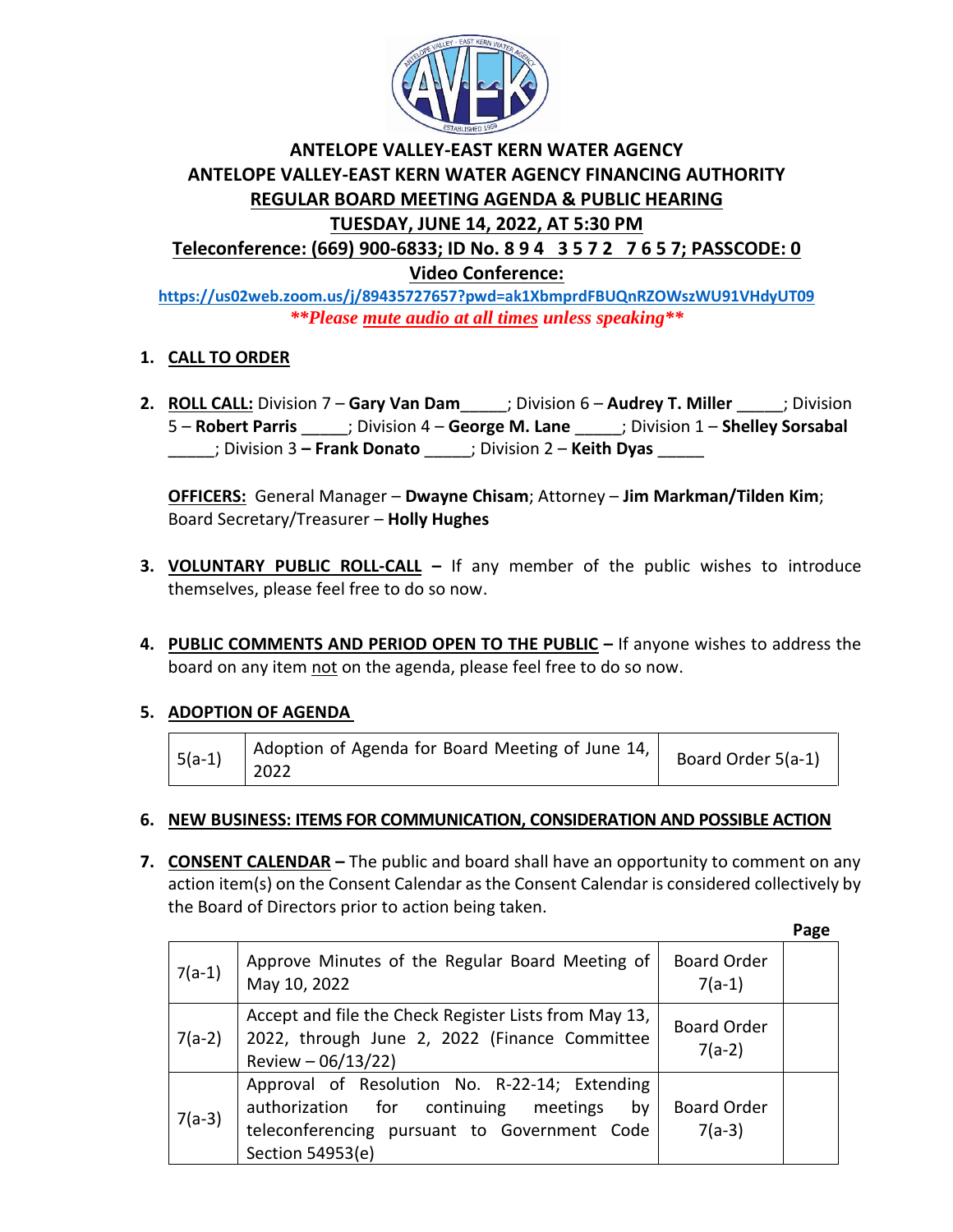# ANTELOPE VALLEY-EAST KERN WATER AGENCY
# ANTELOPE VALLEY-EAST KERN WATER AGENCY FINANCING AUTHORITY
## REGULAR BOARD MEETING AGENDA & PUBLIC HEARING
## TUESDAY, JUNE 14, 2022, AT 5:30 PM
## Teleconference: (669) 900-6833; ID No. 8 9 4 3 5 7 2 7 6 5 7; PASSCODE: 0
## Video Conference:

https://us02web.zoom.us/j/89435727657?pwd=ak1XbmprdFBUQnRZOWszWU91VHdyUT09

***\*\*Please mute audio at all times unless speaking\*\****

1. **CALL TO ORDER**

2. **ROLL CALL:** Division 7 – **Gary Van Dam**_____; Division 6 – **Audrey T. Miller** _____; Division 5 – **Robert Parris** _____; Division 4 – **George M. Lane** _____; Division 1 – **Shelley Sorsabal** _____; Division 3 **– Frank Donato** _____; Division 2 – **Keith Dyas** _____

   **OFFICERS:** General Manager – **Dwayne Chisam**; Attorney – **Jim Markman/Tilden Kim**; Board Secretary/Treasurer – **Holly Hughes**

3. **VOLUNTARY PUBLIC ROLL-CALL –** If any member of the public wishes to introduce themselves, please feel free to do so now.

4. **PUBLIC COMMENTS AND PERIOD OPEN TO THE PUBLIC –** If anyone wishes to address the board on any item not on the agenda, please feel free to do so now.

5. **ADOPTION OF AGENDA**

| 5(a-1) | Adoption of Agenda for Board Meeting of June 14, 2022 | Board Order 5(a-1) |
|---|---|---|

6. **NEW BUSINESS: ITEMS FOR COMMUNICATION, CONSIDERATION AND POSSIBLE ACTION**

7. **CONSENT CALENDAR –** The public and board shall have an opportunity to comment on any action item(s) on the Consent Calendar as the Consent Calendar is considered collectively by the Board of Directors prior to action being taken.

| | | | Page |
|---|---|---|---|
| 7(a-1) | Approve Minutes of the Regular Board Meeting of May 10, 2022 | Board Order 7(a-1) | |
| 7(a-2) | Accept and file the Check Register Lists from May 13, 2022, through June 2, 2022 (Finance Committee Review – 06/13/22) | Board Order 7(a-2) | |
| 7(a-3) | Approval of Resolution No. R-22-14; Extending authorization for continuing meetings by teleconferencing pursuant to Government Code Section 54953(e) | Board Order 7(a-3) | |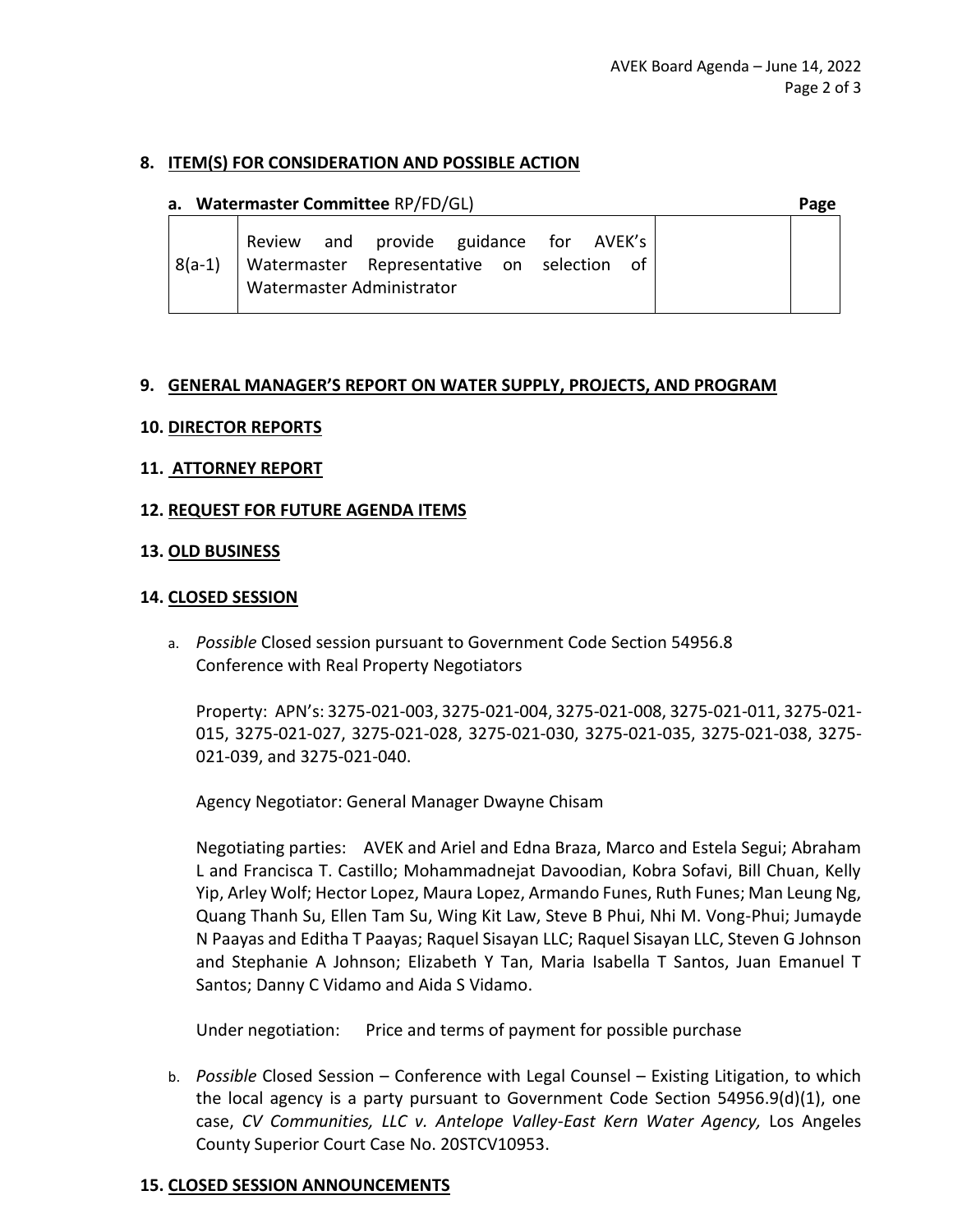## 8. ITEM(S) FOR CONSIDERATION AND POSSIBLE ACTION

**a. Watermaster Committee** RP/FD/GL)

| | | | **Page** |
|---|---|---|---|
| 8(a-1) | Review and provide guidance for AVEK's Watermaster Representative on selection of Watermaster Administrator | | |

## 9. GENERAL MANAGER'S REPORT ON WATER SUPPLY, PROJECTS, AND PROGRAM

## 10. DIRECTOR REPORTS

## 11. ATTORNEY REPORT

## 12. REQUEST FOR FUTURE AGENDA ITEMS

## 13. OLD BUSINESS

## 14. CLOSED SESSION

a. *Possible* Closed session pursuant to Government Code Section 54956.8
Conference with Real Property Negotiators

Property: APN's: 3275-021-003, 3275-021-004, 3275-021-008, 3275-021-011, 3275-021-015, 3275-021-027, 3275-021-028, 3275-021-030, 3275-021-035, 3275-021-038, 3275-021-039, and 3275-021-040.

Agency Negotiator: General Manager Dwayne Chisam

Negotiating parties: AVEK and Ariel and Edna Braza, Marco and Estela Segui; Abraham L and Francisca T. Castillo; Mohammadnejat Davoodian, Kobra Sofavi, Bill Chuan, Kelly Yip, Arley Wolf; Hector Lopez, Maura Lopez, Armando Funes, Ruth Funes; Man Leung Ng, Quang Thanh Su, Ellen Tam Su, Wing Kit Law, Steve B Phui, Nhi M. Vong-Phui; Jumayde N Paayas and Editha T Paayas; Raquel Sisayan LLC; Raquel Sisayan LLC, Steven G Johnson and Stephanie A Johnson; Elizabeth Y Tan, Maria Isabella T Santos, Juan Emanuel T Santos; Danny C Vidamo and Aida S Vidamo.

Under negotiation: Price and terms of payment for possible purchase

b. *Possible* Closed Session – Conference with Legal Counsel – Existing Litigation, to which the local agency is a party pursuant to Government Code Section 54956.9(d)(1), one case, *CV Communities, LLC v. Antelope Valley-East Kern Water Agency,* Los Angeles County Superior Court Case No. 20STCV10953.

## 15. CLOSED SESSION ANNOUNCEMENTS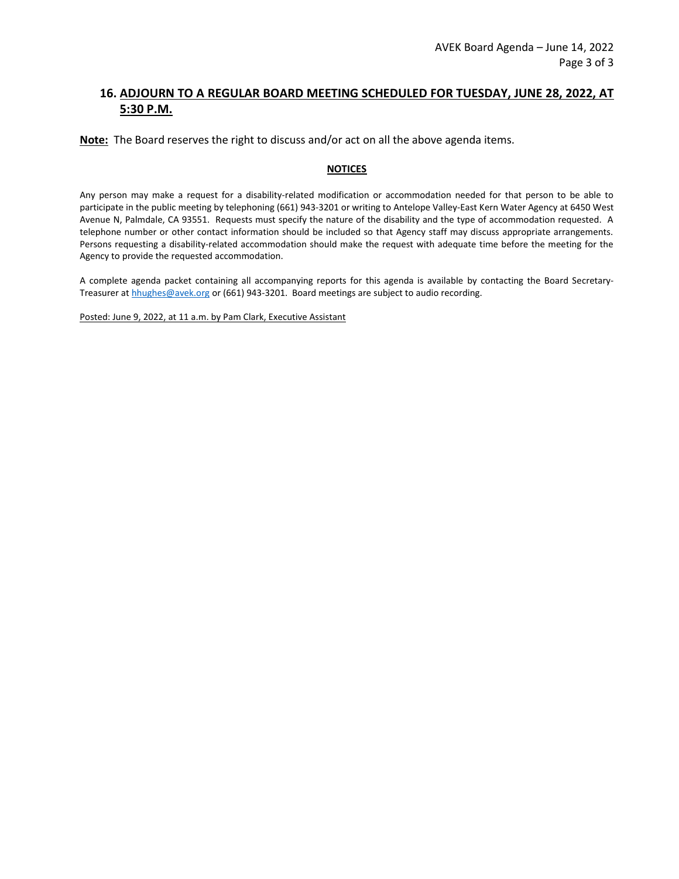## 16. ADJOURN TO A REGULAR BOARD MEETING SCHEDULED FOR TUESDAY, JUNE 28, 2022, AT 5:30 P.M.

**Note:** The Board reserves the right to discuss and/or act on all the above agenda items.

**NOTICES**

Any person may make a request for a disability-related modification or accommodation needed for that person to be able to participate in the public meeting by telephoning (661) 943-3201 or writing to Antelope Valley-East Kern Water Agency at 6450 West Avenue N, Palmdale, CA 93551. Requests must specify the nature of the disability and the type of accommodation requested. A telephone number or other contact information should be included so that Agency staff may discuss appropriate arrangements. Persons requesting a disability-related accommodation should make the request with adequate time before the meeting for the Agency to provide the requested accommodation.

A complete agenda packet containing all accompanying reports for this agenda is available by contacting the Board Secretary-Treasurer at hhughes@avek.org or (661) 943-3201. Board meetings are subject to audio recording.

Posted: June 9, 2022, at 11 a.m. by Pam Clark, Executive Assistant